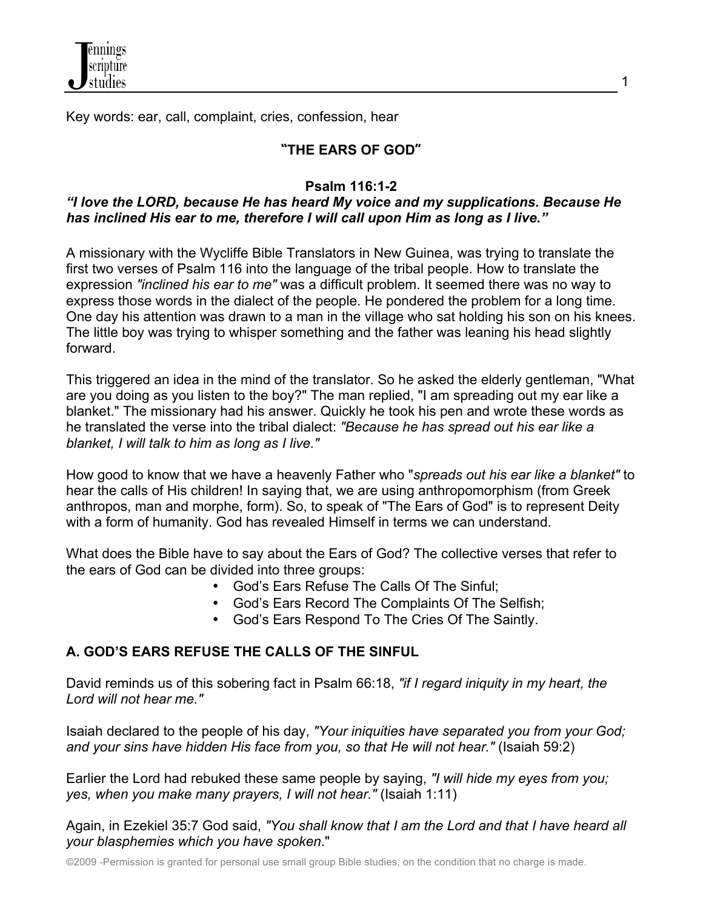Key words: ear, call, complaint, cries, confession, hear

## "THE EARS OF GOD"

**Psalm 116:1-2**

***"I love the LORD, because He has heard My voice and my supplications. Because He has inclined His ear to me, therefore I will call upon Him as long as I live."***

A missionary with the Wycliffe Bible Translators in New Guinea, was trying to translate the first two verses of Psalm 116 into the language of the tribal people. How to translate the expression *"inclined his ear to me"* was a difficult problem. It seemed there was no way to express those words in the dialect of the people. He pondered the problem for a long time. One day his attention was drawn to a man in the village who sat holding his son on his knees. The little boy was trying to whisper something and the father was leaning his head slightly forward.

This triggered an idea in the mind of the translator. So he asked the elderly gentleman, "What are you doing as you listen to the boy?" The man replied, "I am spreading out my ear like a blanket." The missionary had his answer. Quickly he took his pen and wrote these words as he translated the verse into the tribal dialect: *"Because he has spread out his ear like a blanket, I will talk to him as long as I live."*

How good to know that we have a heavenly Father who "*spreads out his ear like a blanket"* to hear the calls of His children! In saying that, we are using anthropomorphism (from Greek anthropos, man and morphe, form). So, to speak of "The Ears of God" is to represent Deity with a form of humanity. God has revealed Himself in terms we can understand.

What does the Bible have to say about the Ears of God? The collective verses that refer to the ears of God can be divided into three groups:

- God's Ears Refuse The Calls Of The Sinful;
- God's Ears Record The Complaints Of The Selfish;
- God's Ears Respond To The Cries Of The Saintly.

### A. GOD'S EARS REFUSE THE CALLS OF THE SINFUL

David reminds us of this sobering fact in Psalm 66:18, *"if I regard iniquity in my heart, the Lord will not hear me."*

Isaiah declared to the people of his day, *"Your iniquities have separated you from your God; and your sins have hidden His face from you, so that He will not hear."* (Isaiah 59:2)

Earlier the Lord had rebuked these same people by saying, *"I will hide my eyes from you; yes, when you make many prayers, I will not hear."* (Isaiah 1:11)

Again, in Ezekiel 35:7 God said, *"You shall know that I am the Lord and that I have heard all your blasphemies which you have spoken*."

©2009 -Permission is granted for personal use small group Bible studies, on the condition that no charge is made.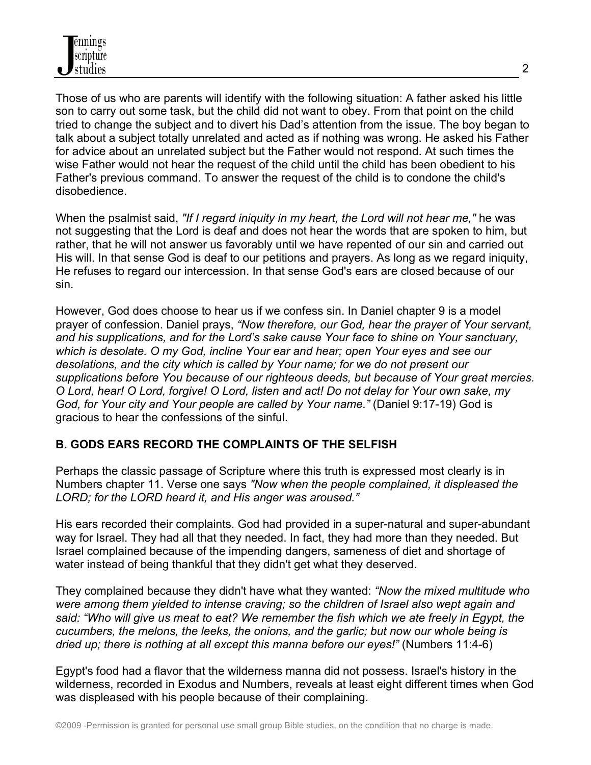Those of us who are parents will identify with the following situation: A father asked his little son to carry out some task, but the child did not want to obey. From that point on the child tried to change the subject and to divert his Dad's attention from the issue. The boy began to talk about a subject totally unrelated and acted as if nothing was wrong. He asked his Father for advice about an unrelated subject but the Father would not respond. At such times the wise Father would not hear the request of the child until the child has been obedient to his Father's previous command. To answer the request of the child is to condone the child's disobedience.

When the psalmist said, *"If I regard iniquity in my heart, the Lord will not hear me,"* he was not suggesting that the Lord is deaf and does not hear the words that are spoken to him, but rather, that he will not answer us favorably until we have repented of our sin and carried out His will. In that sense God is deaf to our petitions and prayers. As long as we regard iniquity, He refuses to regard our intercession. In that sense God's ears are closed because of our sin.

However, God does choose to hear us if we confess sin. In Daniel chapter 9 is a model prayer of confession. Daniel prays, *"Now therefore, our God, hear the prayer of Your servant, and his supplications, and for the Lord's sake cause Your face to shine on Your sanctuary, which is desolate. O my God, incline Your ear and hear; open Your eyes and see our desolations, and the city which is called by Your name; for we do not present our supplications before You because of our righteous deeds, but because of Your great mercies. O Lord, hear! O Lord, forgive! O Lord, listen and act! Do not delay for Your own sake, my God, for Your city and Your people are called by Your name."* (Daniel 9:17-19) God is gracious to hear the confessions of the sinful.

**B. GODS EARS RECORD THE COMPLAINTS OF THE SELFISH**

Perhaps the classic passage of Scripture where this truth is expressed most clearly is in Numbers chapter 11. Verse one says *"Now when the people complained, it displeased the LORD; for the LORD heard it, and His anger was aroused."*

His ears recorded their complaints. God had provided in a super-natural and super-abundant way for Israel. They had all that they needed. In fact, they had more than they needed. But Israel complained because of the impending dangers, sameness of diet and shortage of water instead of being thankful that they didn't get what they deserved.

They complained because they didn't have what they wanted: *"Now the mixed multitude who were among them yielded to intense craving; so the children of Israel also wept again and said: "Who will give us meat to eat? We remember the fish which we ate freely in Egypt, the cucumbers, the melons, the leeks, the onions, and the garlic; but now our whole being is dried up; there is nothing at all except this manna before our eyes!"* (Numbers 11:4-6)

Egypt's food had a flavor that the wilderness manna did not possess. Israel's history in the wilderness, recorded in Exodus and Numbers, reveals at least eight different times when God was displeased with his people because of their complaining.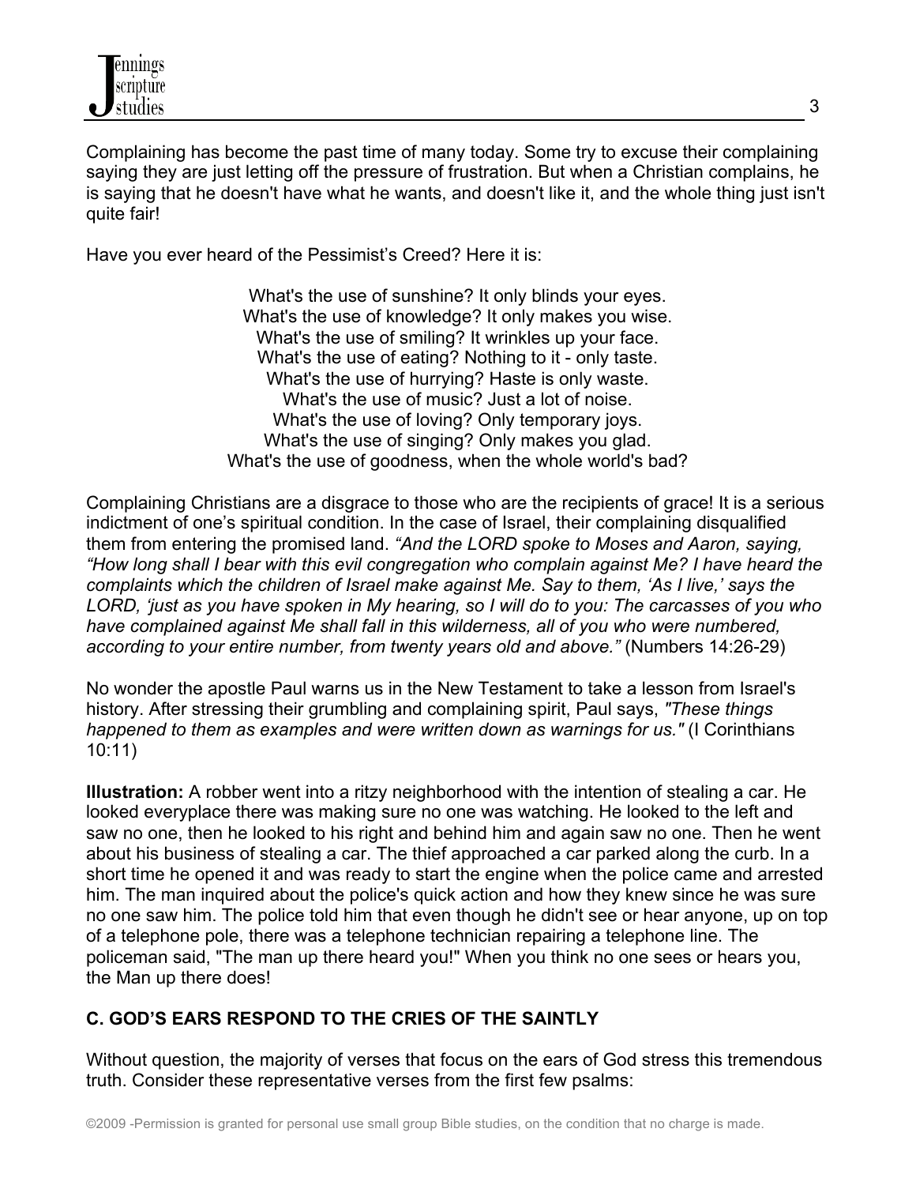Complaining has become the past time of many today. Some try to excuse their complaining saying they are just letting off the pressure of frustration. But when a Christian complains, he is saying that he doesn't have what he wants, and doesn't like it, and the whole thing just isn't quite fair!

Have you ever heard of the Pessimist's Creed? Here it is:

What's the use of sunshine? It only blinds your eyes.  
What's the use of knowledge? It only makes you wise.  
What's the use of smiling? It wrinkles up your face.  
What's the use of eating? Nothing to it - only taste.  
What's the use of hurrying? Haste is only waste.  
What's the use of music? Just a lot of noise.  
What's the use of loving? Only temporary joys.  
What's the use of singing? Only makes you glad.  
What's the use of goodness, when the whole world's bad?

Complaining Christians are a disgrace to those who are the recipients of grace! It is a serious indictment of one's spiritual condition. In the case of Israel, their complaining disqualified them from entering the promised land. *"And the LORD spoke to Moses and Aaron, saying, "How long shall I bear with this evil congregation who complain against Me? I have heard the complaints which the children of Israel make against Me. Say to them, 'As I live,' says the LORD, 'just as you have spoken in My hearing, so I will do to you: The carcasses of you who have complained against Me shall fall in this wilderness, all of you who were numbered, according to your entire number, from twenty years old and above."* (Numbers 14:26-29)

No wonder the apostle Paul warns us in the New Testament to take a lesson from Israel's history. After stressing their grumbling and complaining spirit, Paul says, *"These things happened to them as examples and were written down as warnings for us."* (I Corinthians 10:11)

**Illustration:** A robber went into a ritzy neighborhood with the intention of stealing a car. He looked everyplace there was making sure no one was watching. He looked to the left and saw no one, then he looked to his right and behind him and again saw no one. Then he went about his business of stealing a car. The thief approached a car parked along the curb. In a short time he opened it and was ready to start the engine when the police came and arrested him. The man inquired about the police's quick action and how they knew since he was sure no one saw him. The police told him that even though he didn't see or hear anyone, up on top of a telephone pole, there was a telephone technician repairing a telephone line. The policeman said, "The man up there heard you!" When you think no one sees or hears you, the Man up there does!

## C. GOD'S EARS RESPOND TO THE CRIES OF THE SAINTLY

Without question, the majority of verses that focus on the ears of God stress this tremendous truth. Consider these representative verses from the first few psalms: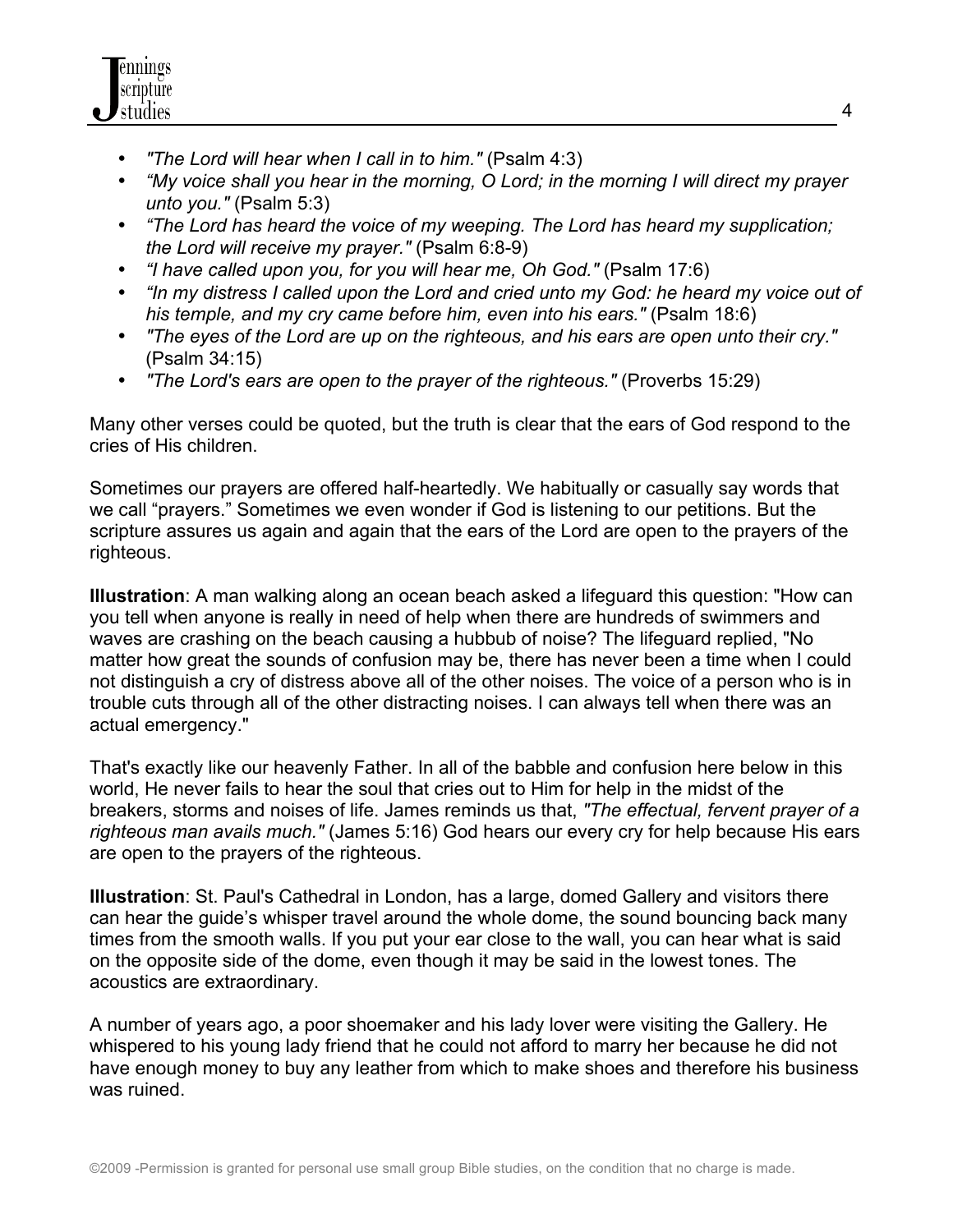- *"The Lord will hear when I call in to him."* (Psalm 4:3)
- *"My voice shall you hear in the morning, O Lord; in the morning I will direct my prayer unto you."* (Psalm 5:3)
- *"The Lord has heard the voice of my weeping. The Lord has heard my supplication; the Lord will receive my prayer."* (Psalm 6:8-9)
- *"I have called upon you, for you will hear me, Oh God."* (Psalm 17:6)
- *"In my distress I called upon the Lord and cried unto my God: he heard my voice out of his temple, and my cry came before him, even into his ears."* (Psalm 18:6)
- *"The eyes of the Lord are up on the righteous, and his ears are open unto their cry."* (Psalm 34:15)
- *"The Lord's ears are open to the prayer of the righteous."* (Proverbs 15:29)

Many other verses could be quoted, but the truth is clear that the ears of God respond to the cries of His children.

Sometimes our prayers are offered half-heartedly. We habitually or casually say words that we call "prayers." Sometimes we even wonder if God is listening to our petitions. But the scripture assures us again and again that the ears of the Lord are open to the prayers of the righteous.

**Illustration**: A man walking along an ocean beach asked a lifeguard this question: "How can you tell when anyone is really in need of help when there are hundreds of swimmers and waves are crashing on the beach causing a hubbub of noise? The lifeguard replied, "No matter how great the sounds of confusion may be, there has never been a time when I could not distinguish a cry of distress above all of the other noises. The voice of a person who is in trouble cuts through all of the other distracting noises. I can always tell when there was an actual emergency."

That's exactly like our heavenly Father. In all of the babble and confusion here below in this world, He never fails to hear the soul that cries out to Him for help in the midst of the breakers, storms and noises of life. James reminds us that, *"The effectual, fervent prayer of a righteous man avails much."* (James 5:16) God hears our every cry for help because His ears are open to the prayers of the righteous.

**Illustration**: St. Paul's Cathedral in London, has a large, domed Gallery and visitors there can hear the guide's whisper travel around the whole dome, the sound bouncing back many times from the smooth walls. If you put your ear close to the wall, you can hear what is said on the opposite side of the dome, even though it may be said in the lowest tones. The acoustics are extraordinary.

A number of years ago, a poor shoemaker and his lady lover were visiting the Gallery. He whispered to his young lady friend that he could not afford to marry her because he did not have enough money to buy any leather from which to make shoes and therefore his business was ruined.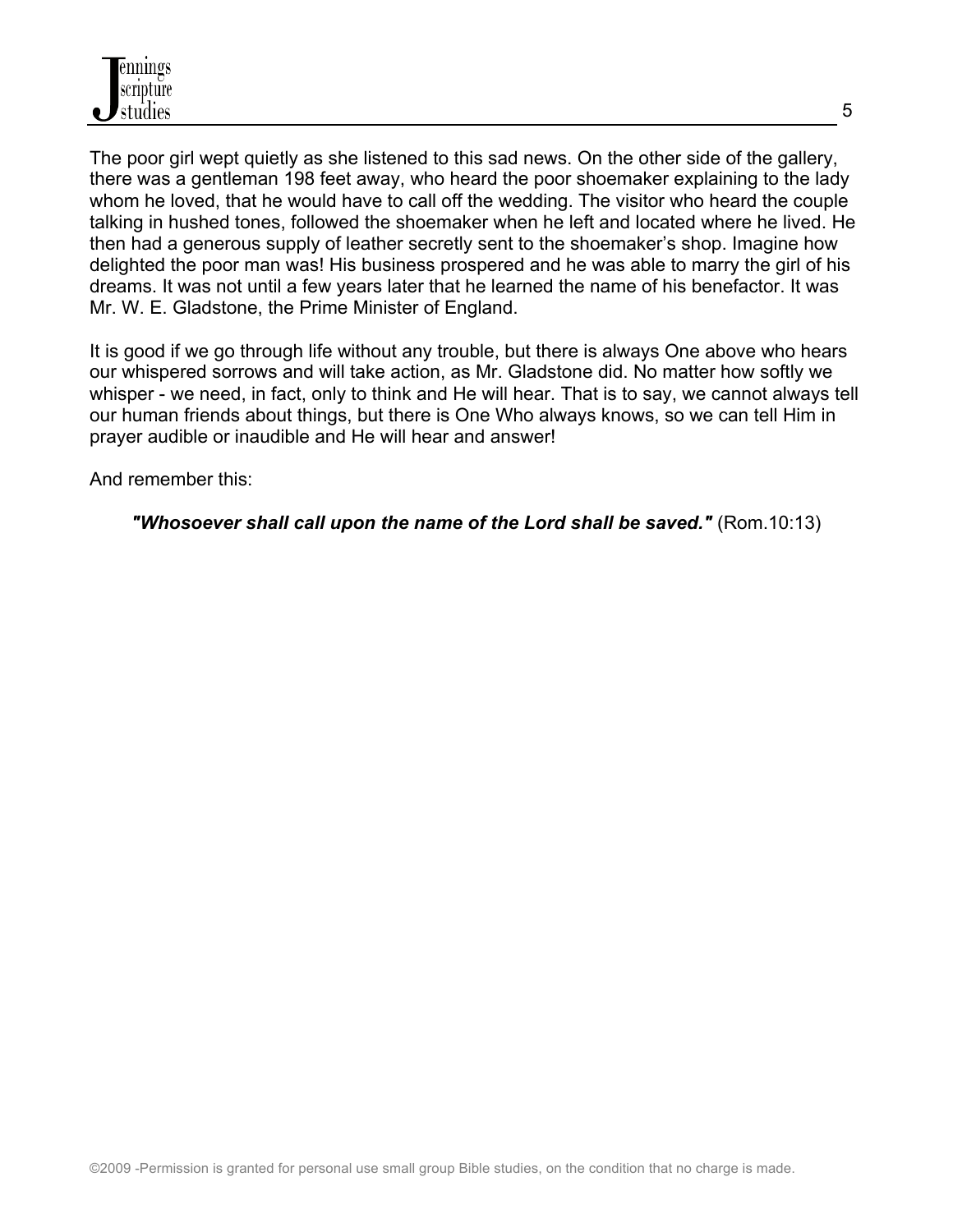The poor girl wept quietly as she listened to this sad news. On the other side of the gallery, there was a gentleman 198 feet away, who heard the poor shoemaker explaining to the lady whom he loved, that he would have to call off the wedding. The visitor who heard the couple talking in hushed tones, followed the shoemaker when he left and located where he lived. He then had a generous supply of leather secretly sent to the shoemaker's shop. Imagine how delighted the poor man was! His business prospered and he was able to marry the girl of his dreams. It was not until a few years later that he learned the name of his benefactor. It was Mr. W. E. Gladstone, the Prime Minister of England.

It is good if we go through life without any trouble, but there is always One above who hears our whispered sorrows and will take action, as Mr. Gladstone did. No matter how softly we whisper - we need, in fact, only to think and He will hear. That is to say, we cannot always tell our human friends about things, but there is One Who always knows, so we can tell Him in prayer audible or inaudible and He will hear and answer!

And remember this:

> ***"Whosoever shall call upon the name of the Lord shall be saved."*** (Rom.10:13)

©2009 -Permission is granted for personal use small group Bible studies, on the condition that no charge is made.